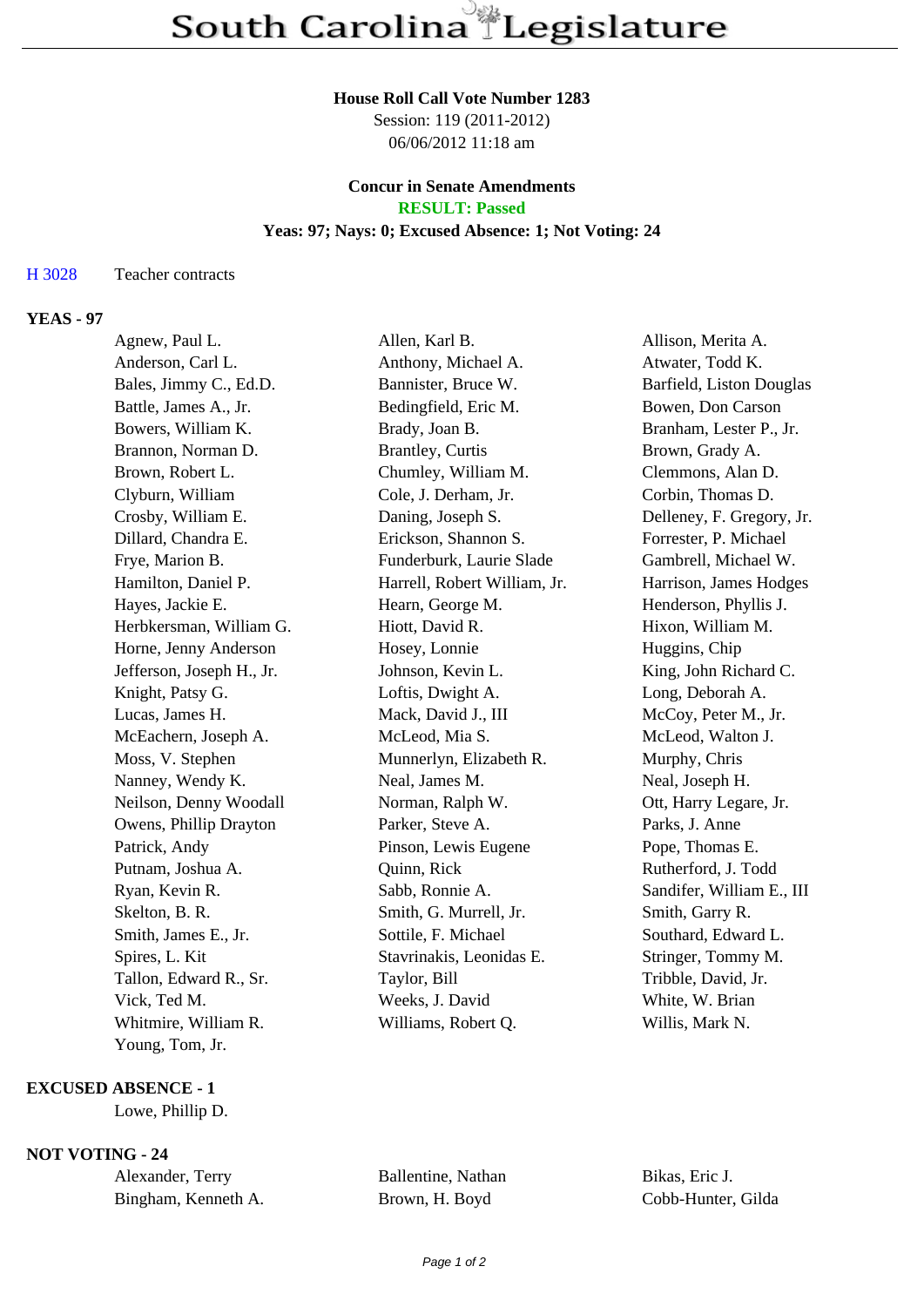# South Carolina Legislature

## House Roll Call Vote Number 1283

Session: 119 (2011-2012)
06/06/2012 11:18 am

### Concur in Senate Amendments

**RESULT: Passed**

**Yeas: 97; Nays: 0; Excused Absence: 1; Not Voting: 24**

H 3028    Teacher contracts

**YEAS - 97**

| | | |
|---|---|---|
| Agnew, Paul L. | Allen, Karl B. | Allison, Merita A. |
| Anderson, Carl L. | Anthony, Michael A. | Atwater, Todd K. |
| Bales, Jimmy C., Ed.D. | Bannister, Bruce W. | Barfield, Liston Douglas |
| Battle, James A., Jr. | Bedingfield, Eric M. | Bowen, Don Carson |
| Bowers, William K. | Brady, Joan B. | Branham, Lester P., Jr. |
| Brannon, Norman D. | Brantley, Curtis | Brown, Grady A. |
| Brown, Robert L. | Chumley, William M. | Clemmons, Alan D. |
| Clyburn, William | Cole, J. Derham, Jr. | Corbin, Thomas D. |
| Crosby, William E. | Daning, Joseph S. | Delleney, F. Gregory, Jr. |
| Dillard, Chandra E. | Erickson, Shannon S. | Forrester, P. Michael |
| Frye, Marion B. | Funderburk, Laurie Slade | Gambrell, Michael W. |
| Hamilton, Daniel P. | Harrell, Robert William, Jr. | Harrison, James Hodges |
| Hayes, Jackie E. | Hearn, George M. | Henderson, Phyllis J. |
| Herbkersman, William G. | Hiott, David R. | Hixon, William M. |
| Horne, Jenny Anderson | Hosey, Lonnie | Huggins, Chip |
| Jefferson, Joseph H., Jr. | Johnson, Kevin L. | King, John Richard C. |
| Knight, Patsy G. | Loftis, Dwight A. | Long, Deborah A. |
| Lucas, James H. | Mack, David J., III | McCoy, Peter M., Jr. |
| McEachern, Joseph A. | McLeod, Mia S. | McLeod, Walton J. |
| Moss, V. Stephen | Munnerlyn, Elizabeth R. | Murphy, Chris |
| Nanney, Wendy K. | Neal, James M. | Neal, Joseph H. |
| Neilson, Denny Woodall | Norman, Ralph W. | Ott, Harry Legare, Jr. |
| Owens, Phillip Drayton | Parker, Steve A. | Parks, J. Anne |
| Patrick, Andy | Pinson, Lewis Eugene | Pope, Thomas E. |
| Putnam, Joshua A. | Quinn, Rick | Rutherford, J. Todd |
| Ryan, Kevin R. | Sabb, Ronnie A. | Sandifer, William E., III |
| Skelton, B. R. | Smith, G. Murrell, Jr. | Smith, Garry R. |
| Smith, James E., Jr. | Sottile, F. Michael | Southard, Edward L. |
| Spires, L. Kit | Stavrinakis, Leonidas E. | Stringer, Tommy M. |
| Tallon, Edward R., Sr. | Taylor, Bill | Tribble, David, Jr. |
| Vick, Ted M. | Weeks, J. David | White, W. Brian |
| Whitmire, William R. | Williams, Robert Q. | Willis, Mark N. |
| Young, Tom, Jr. | | |

**EXCUSED ABSENCE - 1**

Lowe, Phillip D.

**NOT VOTING - 24**

| | | |
|---|---|---|
| Alexander, Terry | Ballentine, Nathan | Bikas, Eric J. |
| Bingham, Kenneth A. | Brown, H. Boyd | Cobb-Hunter, Gilda |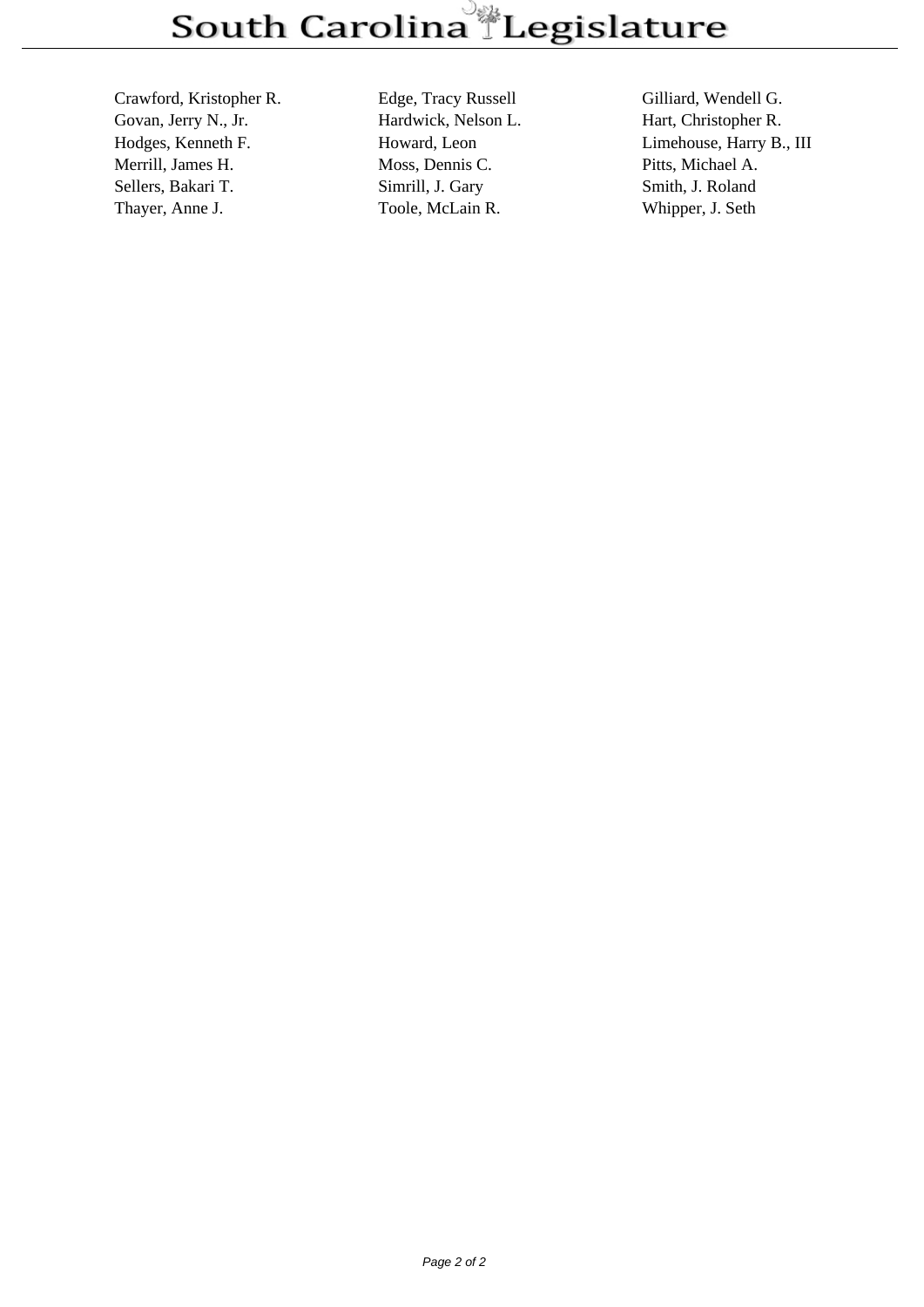| | | |
|---|---|---|
| Crawford, Kristopher R. | Edge, Tracy Russell | Gilliard, Wendell G. |
| Govan, Jerry N., Jr. | Hardwick, Nelson L. | Hart, Christopher R. |
| Hodges, Kenneth F. | Howard, Leon | Limehouse, Harry B., III |
| Merrill, James H. | Moss, Dennis C. | Pitts, Michael A. |
| Sellers, Bakari T. | Simrill, J. Gary | Smith, J. Roland |
| Thayer, Anne J. | Toole, McLain R. | Whipper, J. Seth |